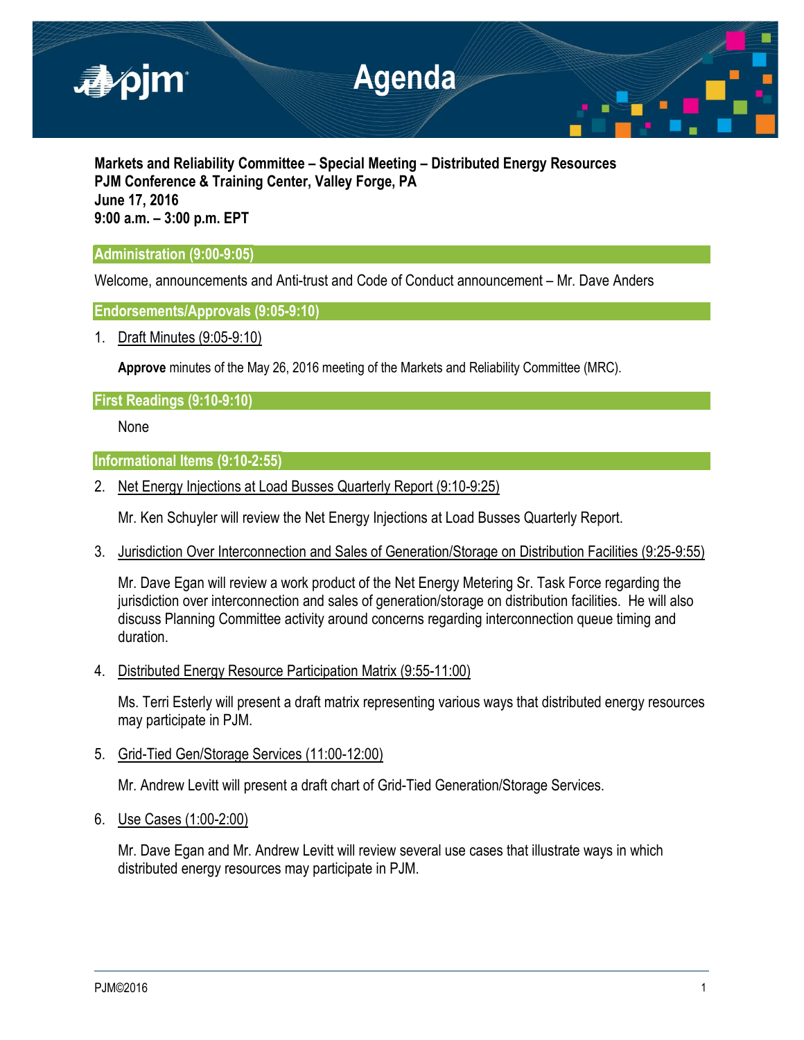# Agenda

**Markets and Reliability Committee – Special Meeting – Distributed Energy Resources**
**PJM Conference & Training Center, Valley Forge, PA**
**June 17, 2016**
**9:00 a.m. – 3:00 p.m. EPT**

## Administration (9:00-9:05)

Welcome, announcements and Anti-trust and Code of Conduct announcement – Mr. Dave Anders

## Endorsements/Approvals (9:05-9:10)

1. Draft Minutes (9:05-9:10)

   **Approve** minutes of the May 26, 2016 meeting of the Markets and Reliability Committee (MRC).

## First Readings (9:10-9:10)

None

## Informational Items (9:10-2:55)

2. Net Energy Injections at Load Busses Quarterly Report (9:10-9:25)

   Mr. Ken Schuyler will review the Net Energy Injections at Load Busses Quarterly Report.

3. Jurisdiction Over Interconnection and Sales of Generation/Storage on Distribution Facilities (9:25-9:55)

   Mr. Dave Egan will review a work product of the Net Energy Metering Sr. Task Force regarding the jurisdiction over interconnection and sales of generation/storage on distribution facilities. He will also discuss Planning Committee activity around concerns regarding interconnection queue timing and duration.

4. Distributed Energy Resource Participation Matrix (9:55-11:00)

   Ms. Terri Esterly will present a draft matrix representing various ways that distributed energy resources may participate in PJM.

5. Grid-Tied Gen/Storage Services (11:00-12:00)

   Mr. Andrew Levitt will present a draft chart of Grid-Tied Generation/Storage Services.

6. Use Cases (1:00-2:00)

   Mr. Dave Egan and Mr. Andrew Levitt will review several use cases that illustrate ways in which distributed energy resources may participate in PJM.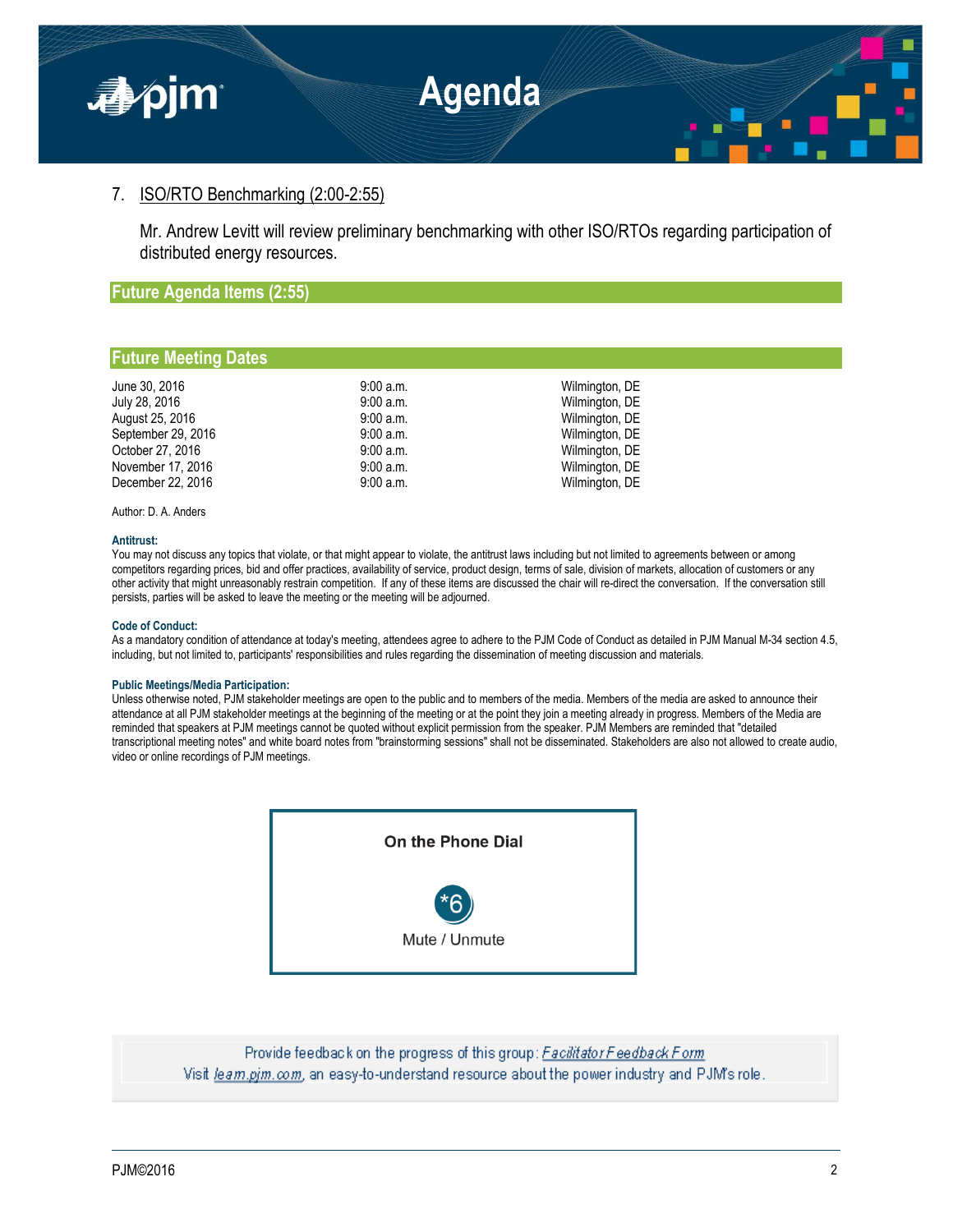7. ISO/RTO Benchmarking (2:00-2:55)

   Mr. Andrew Levitt will review preliminary benchmarking with other ISO/RTOs regarding participation of distributed energy resources.

## Future Agenda Items (2:55)

## Future Meeting Dates

| | | |
|---|---|---|
| June 30, 2016 | 9:00 a.m. | Wilmington, DE |
| July 28, 2016 | 9:00 a.m. | Wilmington, DE |
| August 25, 2016 | 9:00 a.m. | Wilmington, DE |
| September 29, 2016 | 9:00 a.m. | Wilmington, DE |
| October 27, 2016 | 9:00 a.m. | Wilmington, DE |
| November 17, 2016 | 9:00 a.m. | Wilmington, DE |
| December 22, 2016 | 9:00 a.m. | Wilmington, DE |

Author: D. A. Anders

**Antitrust:**
You may not discuss any topics that violate, or that might appear to violate, the antitrust laws including but not limited to agreements between or among competitors regarding prices, bid and offer practices, availability of service, product design, terms of sale, division of markets, allocation of customers or any other activity that might unreasonably restrain competition. If any of these items are discussed the chair will re-direct the conversation. If the conversation still persists, parties will be asked to leave the meeting or the meeting will be adjourned.

**Code of Conduct:**
As a mandatory condition of attendance at today's meeting, attendees agree to adhere to the PJM Code of Conduct as detailed in PJM Manual M-34 section 4.5, including, but not limited to, participants' responsibilities and rules regarding the dissemination of meeting discussion and materials.

**Public Meetings/Media Participation:**
Unless otherwise noted, PJM stakeholder meetings are open to the public and to members of the media. Members of the media are asked to announce their attendance at all PJM stakeholder meetings at the beginning of the meeting or at the point they join a meeting already in progress. Members of the Media are reminded that speakers at PJM meetings cannot be quoted without explicit permission from the speaker. PJM Members are reminded that "detailed transcriptional meeting notes" and white board notes from "brainstorming sessions" shall not be disseminated. Stakeholders are also not allowed to create audio, video or online recordings of PJM meetings.

**On the Phone Dial**

*6

Mute / Unmute

Provide feedback on the progress of this group: *Facilitator Feedback Form*
Visit *learn.pjm.com*, an easy-to-understand resource about the power industry and PJM's role.